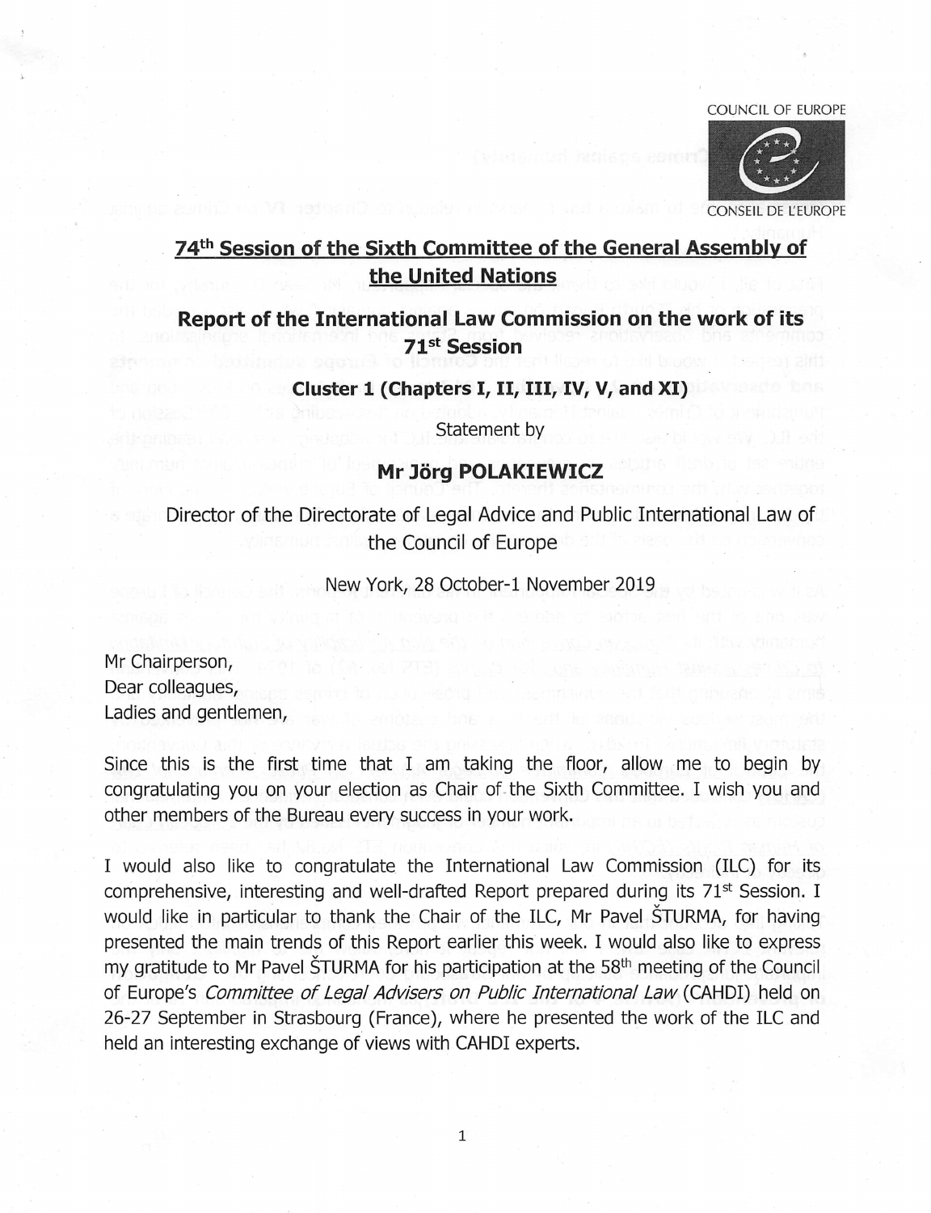COUNCIL OF EUROPE

CONSEIL DE L'EUROPE

## 74th Session of the Sixth Committee of the General Assembly of the United Nations

## Report of the International Law Commission on the work of its 71st Session

### Cluster 1 (Chapters I, II, III, IV, V, and XI)

Statement by

### Mr Jörg POLAKIEWICZ

Director of the Directorate of Legal Advice and Public International Law of the Council of Europe

New York, 28 October-1 November 2019

Mr Chairperson,
Dear colleagues,
Ladies and gentlemen,

Since this is the first time that I am taking the floor, allow me to begin by congratulating you on your election as Chair of the Sixth Committee. I wish you and other members of the Bureau every success in your work.

I would also like to congratulate the International Law Commission (ILC) for its comprehensive, interesting and well-drafted Report prepared during its 71st Session. I would like in particular to thank the Chair of the ILC, Mr Pavel ŠTURMA, for having presented the main trends of this Report earlier this week. I would also like to express my gratitude to Mr Pavel ŠTURMA for his participation at the 58th meeting of the Council of Europe's *Committee of Legal Advisers on Public International Law* (CAHDI) held on 26-27 September in Strasbourg (France), where he presented the work of the ILC and held an interesting exchange of views with CAHDI experts.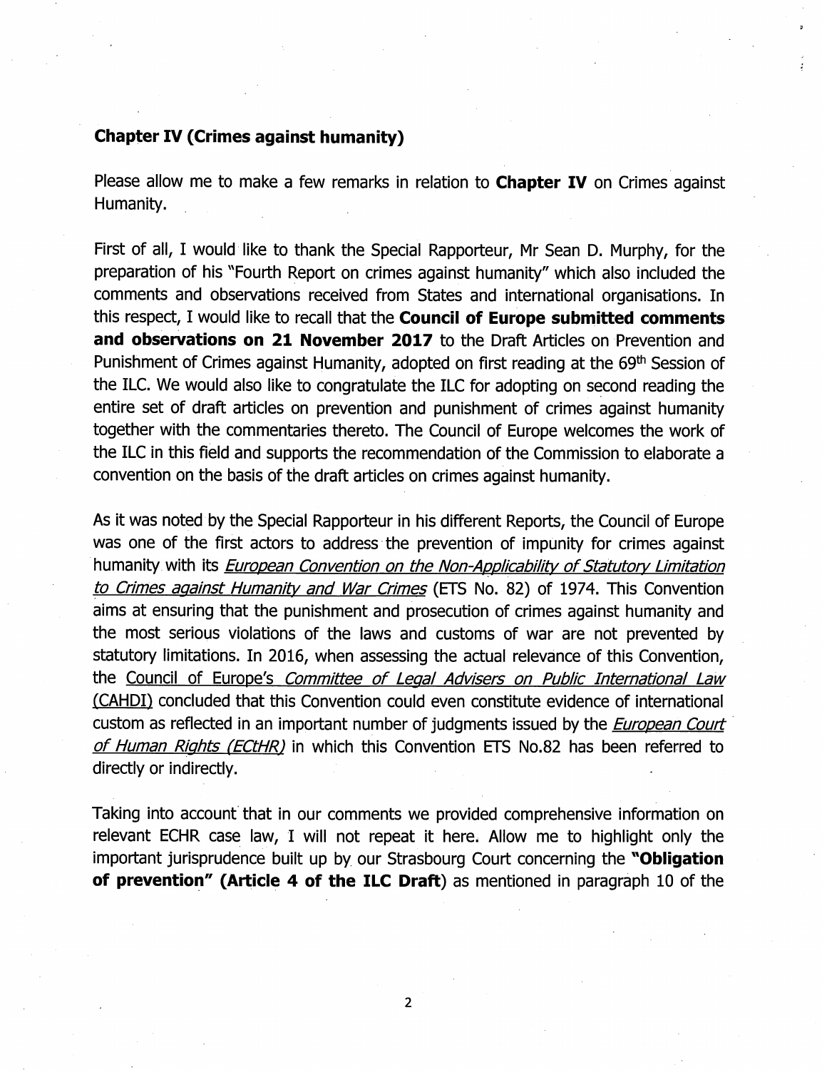**Chapter IV (Crimes against humanity)**

Please allow me to make a few remarks in relation to **Chapter IV** on Crimes against Humanity.

First of all, I would like to thank the Special Rapporteur, Mr Sean D. Murphy, for the preparation of his "Fourth Report on crimes against humanity" which also included the comments and observations received from States and international organisations. In this respect, I would like to recall that the **Council of Europe submitted comments and observations on 21 November 2017** to the Draft Articles on Prevention and Punishment of Crimes against Humanity, adopted on first reading at the 69th Session of the ILC. We would also like to congratulate the ILC for adopting on second reading the entire set of draft articles on prevention and punishment of crimes against humanity together with the commentaries thereto. The Council of Europe welcomes the work of the ILC in this field and supports the recommendation of the Commission to elaborate a convention on the basis of the draft articles on crimes against humanity.

As it was noted by the Special Rapporteur in his different Reports, the Council of Europe was one of the first actors to address the prevention of impunity for crimes against humanity with its *European Convention on the Non-Applicability of Statutory Limitation to Crimes against Humanity and War Crimes* (ETS No. 82) of 1974. This Convention aims at ensuring that the punishment and prosecution of crimes against humanity and the most serious violations of the laws and customs of war are not prevented by statutory limitations. In 2016, when assessing the actual relevance of this Convention, the Council of Europe's *Committee of Legal Advisers on Public International Law* (CAHDI) concluded that this Convention could even constitute evidence of international custom as reflected in an important number of judgments issued by the *European Court of Human Rights (ECtHR)* in which this Convention ETS No.82 has been referred to directly or indirectly.

Taking into account that in our comments we provided comprehensive information on relevant ECHR case law, I will not repeat it here. Allow me to highlight only the important jurisprudence built up by our Strasbourg Court concerning the **"Obligation of prevention" (Article 4 of the ILC Draft**) as mentioned in paragraph 10 of the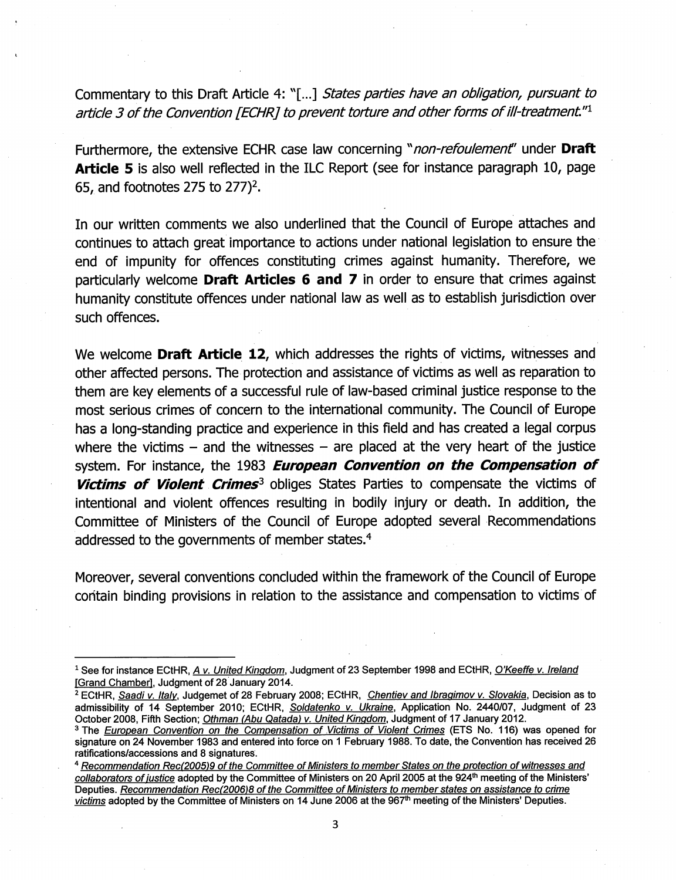Commentary to this Draft Article 4: "[...] *States parties have an obligation, pursuant to article 3 of the Convention [ECHR] to prevent torture and other forms of ill-treatment*."[1]

Furthermore, the extensive ECHR case law concerning "*non-refoulement*" under **Draft Article 5** is also well reflected in the ILC Report (see for instance paragraph 10, page 65, and footnotes 275 to 277)[2].

In our written comments we also underlined that the Council of Europe attaches and continues to attach great importance to actions under national legislation to ensure the end of impunity for offences constituting crimes against humanity. Therefore, we particularly welcome **Draft Articles 6 and 7** in order to ensure that crimes against humanity constitute offences under national law as well as to establish jurisdiction over such offences.

We welcome **Draft Article 12**, which addresses the rights of victims, witnesses and other affected persons. The protection and assistance of victims as well as reparation to them are key elements of a successful rule of law-based criminal justice response to the most serious crimes of concern to the international community. The Council of Europe has a long-standing practice and experience in this field and has created a legal corpus where the victims – and the witnesses – are placed at the very heart of the justice system. For instance, the 1983 ***European Convention on the Compensation of Victims of Violent Crimes***[3] obliges States Parties to compensate the victims of intentional and violent offences resulting in bodily injury or death. In addition, the Committee of Ministers of the Council of Europe adopted several Recommendations addressed to the governments of member states.[4]

Moreover, several conventions concluded within the framework of the Council of Europe contain binding provisions in relation to the assistance and compensation to victims of

---

[1] See for instance ECtHR, A v. United Kingdom, Judgment of 23 September 1998 and ECtHR, O'Keeffe v. Ireland [Grand Chamber], Judgment of 28 January 2014.

[2] ECtHR, Saadi v. Italy, Judgemet of 28 February 2008; ECtHR, Chentiev and Ibragimov v. Slovakia, Decision as to admissibility of 14 September 2010; ECtHR, Soldatenko v. Ukraine, Application No. 2440/07, Judgment of 23 October 2008, Fifth Section; Othman (Abu Qatada) v. United Kingdom, Judgment of 17 January 2012.

[3] The European Convention on the Compensation of Victims of Violent Crimes (ETS No. 116) was opened for signature on 24 November 1983 and entered into force on 1 February 1988. To date, the Convention has received 26 ratifications/accessions and 8 signatures.

[4] Recommendation Rec(2005)9 of the Committee of Ministers to member States on the protection of witnesses and collaborators of justice adopted by the Committee of Ministers on 20 April 2005 at the 924th meeting of the Ministers' Deputies. Recommendation Rec(2006)8 of the Committee of Ministers to member states on assistance to crime victims adopted by the Committee of Ministers on 14 June 2006 at the 967th meeting of the Ministers' Deputies.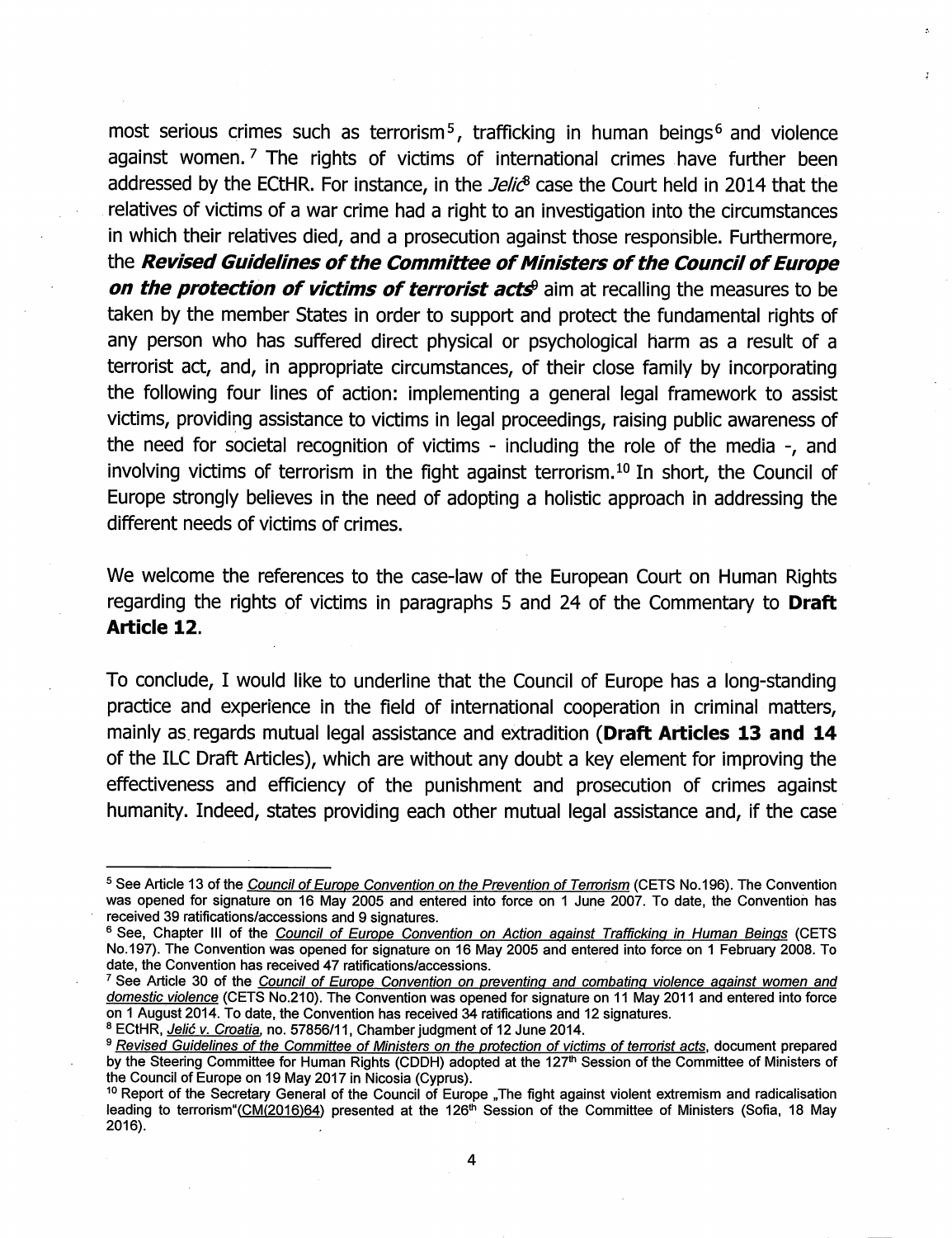most serious crimes such as terrorism[5], trafficking in human beings[6] and violence against women.[7] The rights of victims of international crimes have further been addressed by the ECtHR. For instance, in the *Jelić*[8] case the Court held in 2014 that the relatives of victims of a war crime had a right to an investigation into the circumstances in which their relatives died, and a prosecution against those responsible. Furthermore, the ***Revised Guidelines of the Committee of Ministers of the Council of Europe on the protection of victims of terrorist acts***[9] aim at recalling the measures to be taken by the member States in order to support and protect the fundamental rights of any person who has suffered direct physical or psychological harm as a result of a terrorist act, and, in appropriate circumstances, of their close family by incorporating the following four lines of action: implementing a general legal framework to assist victims, providing assistance to victims in legal proceedings, raising public awareness of the need for societal recognition of victims - including the role of the media -, and involving victims of terrorism in the fight against terrorism.[10] In short, the Council of Europe strongly believes in the need of adopting a holistic approach in addressing the different needs of victims of crimes.

We welcome the references to the case-law of the European Court on Human Rights regarding the rights of victims in paragraphs 5 and 24 of the Commentary to **Draft Article 12**.

To conclude, I would like to underline that the Council of Europe has a long-standing practice and experience in the field of international cooperation in criminal matters, mainly as regards mutual legal assistance and extradition (**Draft Articles 13 and 14** of the ILC Draft Articles), which are without any doubt a key element for improving the effectiveness and efficiency of the punishment and prosecution of crimes against humanity. Indeed, states providing each other mutual legal assistance and, if the case

---

[5] See Article 13 of the *Council of Europe Convention on the Prevention of Terrorism* (CETS No.196). The Convention was opened for signature on 16 May 2005 and entered into force on 1 June 2007. To date, the Convention has received 39 ratifications/accessions and 9 signatures.

[6] See, Chapter III of the *Council of Europe Convention on Action against Trafficking in Human Beings* (CETS No.197). The Convention was opened for signature on 16 May 2005 and entered into force on 1 February 2008. To date, the Convention has received 47 ratifications/accessions.

[7] See Article 30 of the *Council of Europe Convention on preventing and combating violence against women and domestic violence* (CETS No.210). The Convention was opened for signature on 11 May 2011 and entered into force on 1 August 2014. To date, the Convention has received 34 ratifications and 12 signatures.

[8] ECtHR, *Jelić v. Croatia*, no. 57856/11, Chamber judgment of 12 June 2014.

[9] *Revised Guidelines of the Committee of Ministers on the protection of victims of terrorist acts*, document prepared by the Steering Committee for Human Rights (CDDH) adopted at the 127th Session of the Committee of Ministers of the Council of Europe on 19 May 2017 in Nicosia (Cyprus).

[10] Report of the Secretary General of the Council of Europe „The fight against violent extremism and radicalisation leading to terrorism"(CM(2016)64) presented at the 126th Session of the Committee of Ministers (Sofia, 18 May 2016).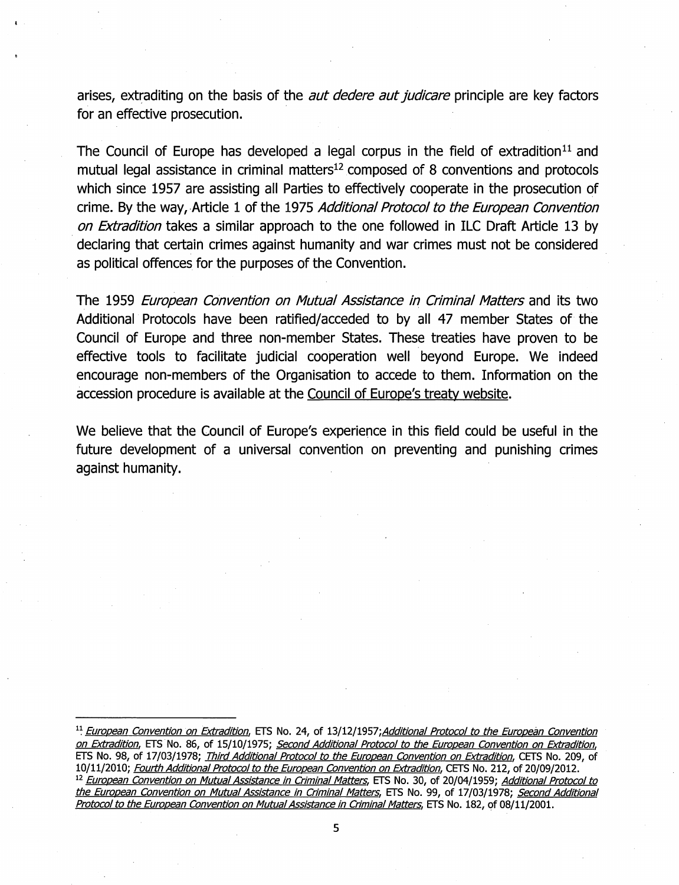arises, extraditing on the basis of the *aut dedere aut judicare* principle are key factors for an effective prosecution.

The Council of Europe has developed a legal corpus in the field of extradition[11] and mutual legal assistance in criminal matters[12] composed of 8 conventions and protocols which since 1957 are assisting all Parties to effectively cooperate in the prosecution of crime. By the way, Article 1 of the 1975 *Additional Protocol to the European Convention on Extradition* takes a similar approach to the one followed in ILC Draft Article 13 by declaring that certain crimes against humanity and war crimes must not be considered as political offences for the purposes of the Convention.

The 1959 *European Convention on Mutual Assistance in Criminal Matters* and its two Additional Protocols have been ratified/acceded to by all 47 member States of the Council of Europe and three non-member States. These treaties have proven to be effective tools to facilitate judicial cooperation well beyond Europe. We indeed encourage non-members of the Organisation to accede to them. Information on the accession procedure is available at the Council of Europe's treaty website.

We believe that the Council of Europe's experience in this field could be useful in the future development of a universal convention on preventing and punishing crimes against humanity.

---

[11] *European Convention on Extradition*, ETS No. 24, of 13/12/1957; *Additional Protocol to the European Convention on Extradition*, ETS No. 86, of 15/10/1975; *Second Additional Protocol to the European Convention on Extradition*, ETS No. 98, of 17/03/1978; *Third Additional Protocol to the European Convention on Extradition*, CETS No. 209, of 10/11/2010; *Fourth Additional Protocol to the European Convention on Extradition*, CETS No. 212, of 20/09/2012.

[12] *European Convention on Mutual Assistance in Criminal Matters*, ETS No. 30, of 20/04/1959; *Additional Protocol to the European Convention on Mutual Assistance in Criminal Matters*, ETS No. 99, of 17/03/1978; *Second Additional Protocol to the European Convention on Mutual Assistance in Criminal Matters*, ETS No. 182, of 08/11/2001.